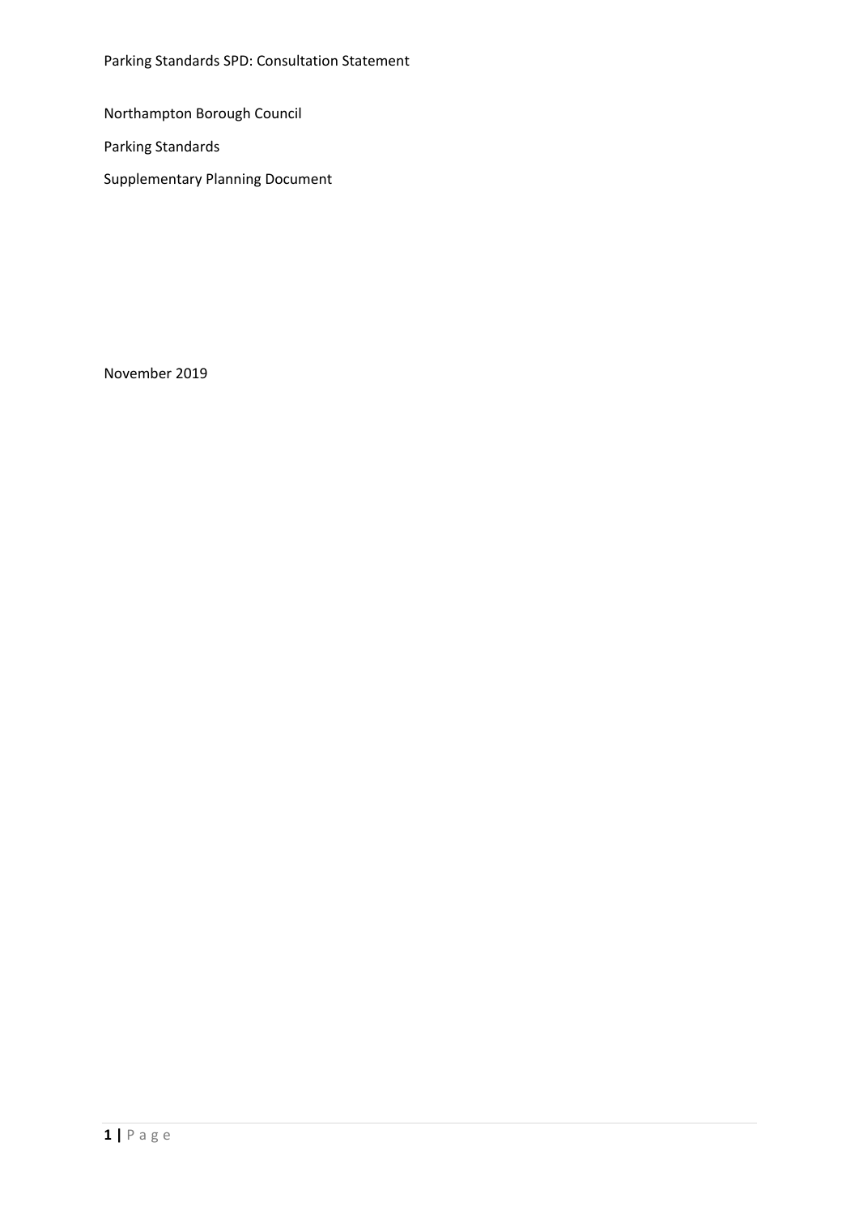Parking Standards SPD: Consultation Statement

Northampton Borough Council

Parking Standards

Supplementary Planning Document

November 2019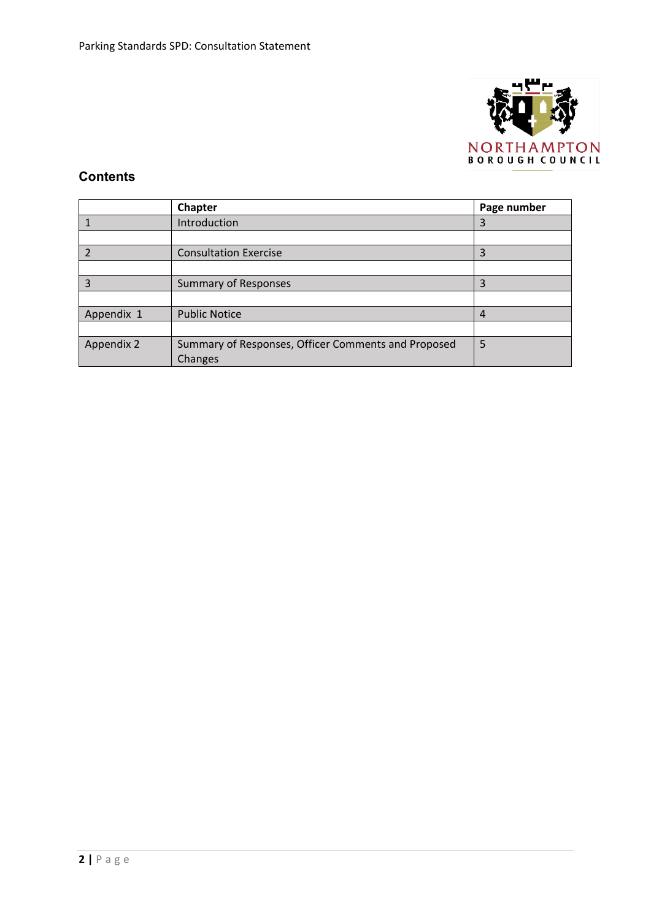## Contents

| | Chapter | Page number |
|---|---|---|
| 1 | Introduction | 3 |
| | | |
| 2 | Consultation Exercise | 3 |
| | | |
| 3 | Summary of Responses | 3 |
| | | |
| Appendix 1 | Public Notice | 4 |
| | | |
| Appendix 2 | Summary of Responses, Officer Comments and Proposed Changes | 5 |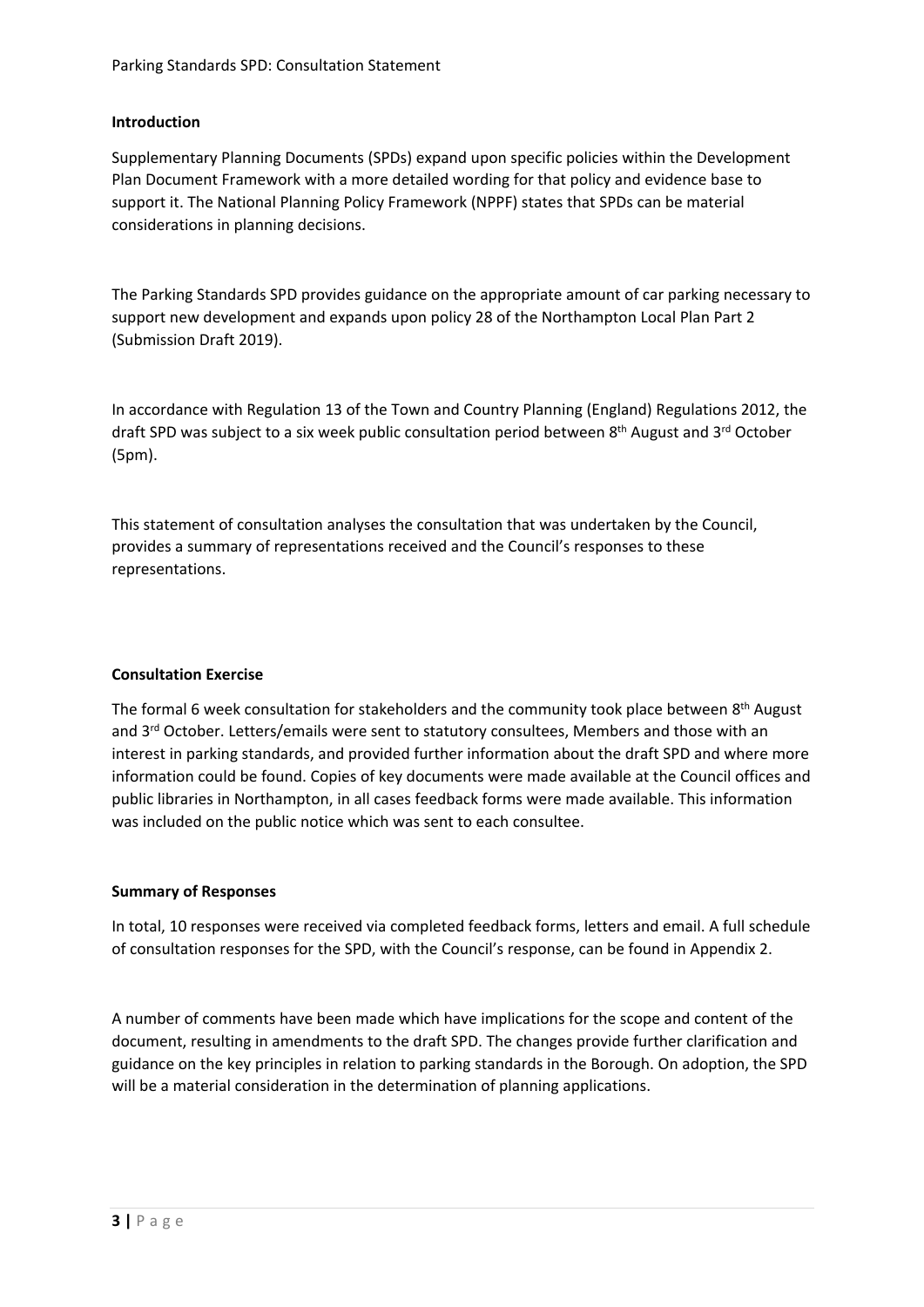## Introduction

Supplementary Planning Documents (SPDs) expand upon specific policies within the Development Plan Document Framework with a more detailed wording for that policy and evidence base to support it. The National Planning Policy Framework (NPPF) states that SPDs can be material considerations in planning decisions.

The Parking Standards SPD provides guidance on the appropriate amount of car parking necessary to support new development and expands upon policy 28 of the Northampton Local Plan Part 2 (Submission Draft 2019).

In accordance with Regulation 13 of the Town and Country Planning (England) Regulations 2012, the draft SPD was subject to a six week public consultation period between 8th August and 3rd October (5pm).

This statement of consultation analyses the consultation that was undertaken by the Council, provides a summary of representations received and the Council's responses to these representations.

## Consultation Exercise

The formal 6 week consultation for stakeholders and the community took place between 8th August and 3rd October. Letters/emails were sent to statutory consultees, Members and those with an interest in parking standards, and provided further information about the draft SPD and where more information could be found. Copies of key documents were made available at the Council offices and public libraries in Northampton, in all cases feedback forms were made available. This information was included on the public notice which was sent to each consultee.

## Summary of Responses

In total, 10 responses were received via completed feedback forms, letters and email. A full schedule of consultation responses for the SPD, with the Council's response, can be found in Appendix 2.

A number of comments have been made which have implications for the scope and content of the document, resulting in amendments to the draft SPD. The changes provide further clarification and guidance on the key principles in relation to parking standards in the Borough. On adoption, the SPD will be a material consideration in the determination of planning applications.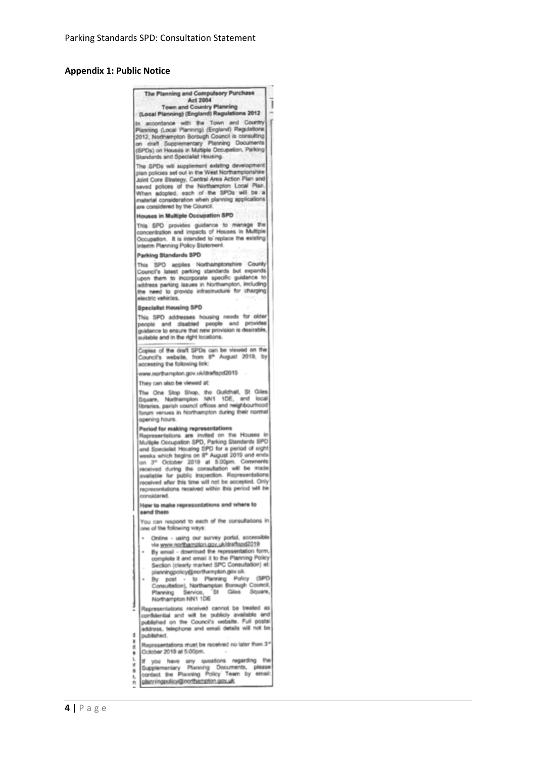## Appendix 1: Public Notice

**The Planning and Compulsory Purchase Act 2004**
**Town and Country Planning (Local Planning) (England) Regulations 2012**

In accordance with the Town and Country Planning (Local Planning) (England) Regulations 2012, Northampton Borough Council is consulting on draft Supplementary Planning Documents (SPDs) on Houses in Multiple Occupation, Parking Standards and Specialist Housing.

The SPDs will supplement existing development plan policies set out in the West Northamptonshire Joint Core Strategy, Central Area Action Plan and saved polices of the Northampton Local Plan. When adopted, each of the SPDs will be a material consideration when planning applications are considered by the Council.

**Houses in Multiple Occupation SPD**

This SPD provides guidance to manage the concentration and impacts of Houses in Multiple Occupation. It is intended to replace the existing interim Planning Policy Statement.

**Parking Standards SPD**

This SPD applies Northamptonshire County Council's latest parking standards but expands upon them to incorporate specific guidance to address parking issues in Northampton, including the need to provide infrastructure for charging electric vehicles.

**Specialist Housing SPD**

This SPD addresses housing needs for older people and disabled people and provides guidance to ensure that new provision is desirable, suitable and in the right locations.

Copies of the draft SPDs can be viewed on the Council's website, from 8th August 2019, by accessing the following link:

www.northampton.gov.uk/draftspd2019

They can also be viewed at:

The One Stop Shop, the Guildhall, St Giles Square, Northampton NN1 1DE, and local libraries, parish council offices and neighbourhood forum venues in Northampton during their normal opening hours.

**Period for making representations**

Representations are invited on the Houses in Multiple Occupation SPD, Parking Standards SPD and Specialist Housing SPD for a period of eight weeks which begins on 8th August 2019 and ends on 3rd October 2019 at 5:00pm. Comments received during the consultation will be made available for public inspection. Representations received after this time will not be accepted. Only representations received within this period will be considered.

**How to make representations and where to send them**

You can respond to each of the consultations in one of the following ways:

- Online - using our survey portal, accessible via www.northampton.gov.uk/draftspd2019
- By email - download the representation form, complete it and email it to the Planning Policy Section (clearly marked SPC Consultation) at: planningpolicy@northampton.gov.uk.
- By post - to Planning Policy (SPD Consultation), Northampton Borough Council, Planning Service, St Giles Square, Northampton NN1 1DE

Representations received cannot be treated as confidential and will be publicly available and published on the Council's website. Full postal address, telephone and email details will not be published.

Representations must be received no later than 3rd October 2019 at 5:00pm.

If you have any questions regarding the Supplementary Planning Documents, please contact the Planning Policy Team by email: planningpolicy@northampton.gov.uk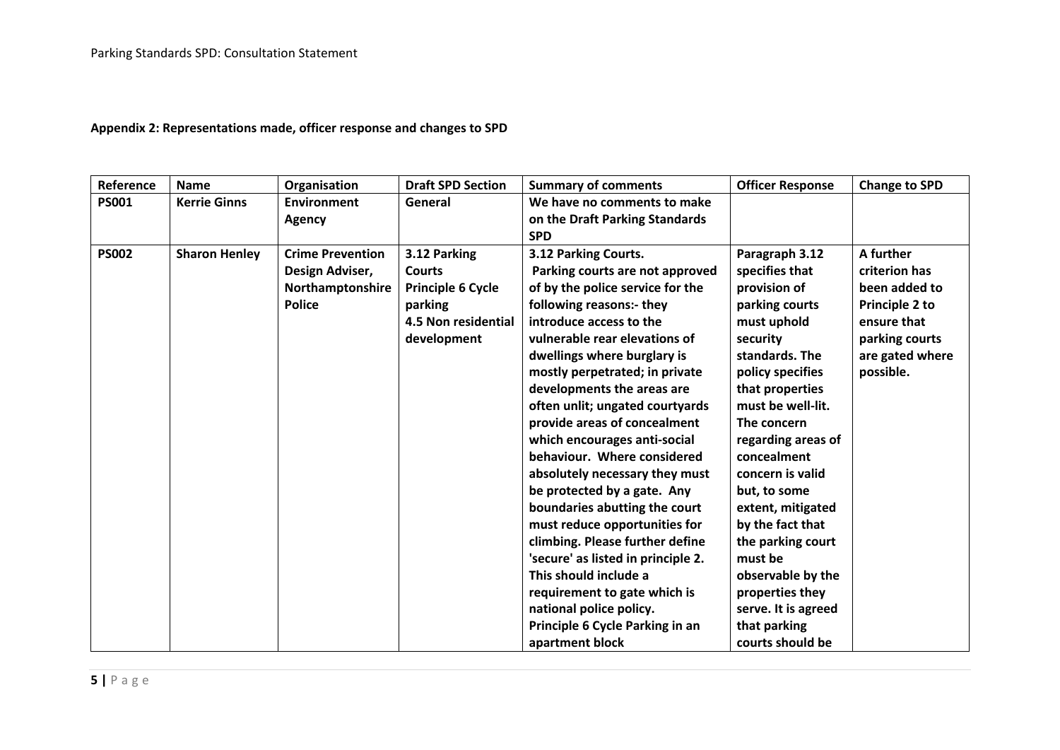**Appendix 2: Representations made, officer response and changes to SPD**

| Reference | Name | Organisation | Draft SPD Section | Summary of comments | Officer Response | Change to SPD |
|---|---|---|---|---|---|---|
| **PS001** | **Kerrie Ginns** | **Environment Agency** | **General** | **We have no comments to make on the Draft Parking Standards SPD** | | |
| **PS002** | **Sharon Henley** | **Crime Prevention Design Adviser, Northamptonshire Police** | **3.12 Parking Courts Principle 6 Cycle parking 4.5 Non residential development** | **3.12 Parking Courts. Parking courts are not approved of by the police service for the following reasons:- they introduce access to the vulnerable rear elevations of dwellings where burglary is mostly perpetrated; in private developments the areas are often unlit; ungated courtyards provide areas of concealment which encourages anti-social behaviour. Where considered absolutely necessary they must be protected by a gate. Any boundaries abutting the court must reduce opportunities for climbing. Please further define 'secure' as listed in principle 2. This should include a requirement to gate which is national police policy. Principle 6 Cycle Parking in an apartment block** | **Paragraph 3.12 specifies that provision of parking courts must uphold security standards. The policy specifies that properties must be well-lit. The concern regarding areas of concealment concern is valid but, to some extent, mitigated by the fact that the parking court must be observable by the properties they serve. It is agreed that parking courts should be** | **A further criterion has been added to Principle 2 to ensure that parking courts are gated where possible.** |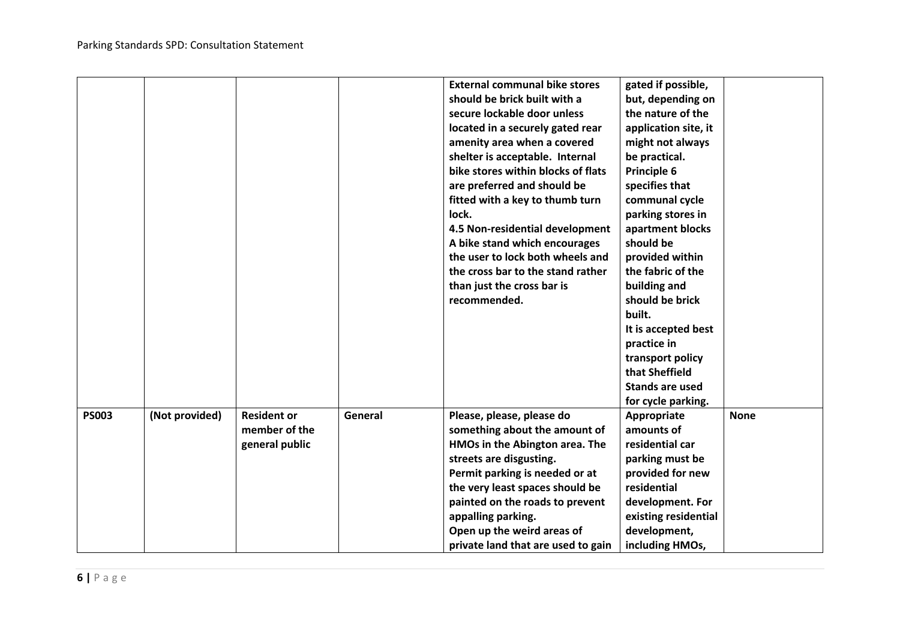| | | | | | | |
|---|---|---|---|---|---|---|
| | | | | **External communal bike stores should be brick built with a secure lockable door unless located in a securely gated rear amenity area when a covered shelter is acceptable. Internal bike stores within blocks of flats are preferred and should be fitted with a key to thumb turn lock.**<br>**4.5 Non-residential development A bike stand which encourages the user to lock both wheels and the cross bar to the stand rather than just the cross bar is recommended.** | **gated if possible, but, depending on the nature of the application site, it might not always be practical.**<br>**Principle 6 specifies that communal cycle parking stores in apartment blocks should be provided within the fabric of the building and should be brick built.**<br>**It is accepted best practice in transport policy that Sheffield Stands are used for cycle parking.** | |
| **PS003** | **(Not provided)** | **Resident or member of the general public** | **General** | **Please, please, please do something about the amount of HMOs in the Abington area. The streets are disgusting.**<br>**Permit parking is needed or at the very least spaces should be painted on the roads to prevent appalling parking.**<br>**Open up the weird areas of private land that are used to gain** | **Appropriate amounts of residential car parking must be provided for new residential development. For existing residential development, including HMOs,** | **None** |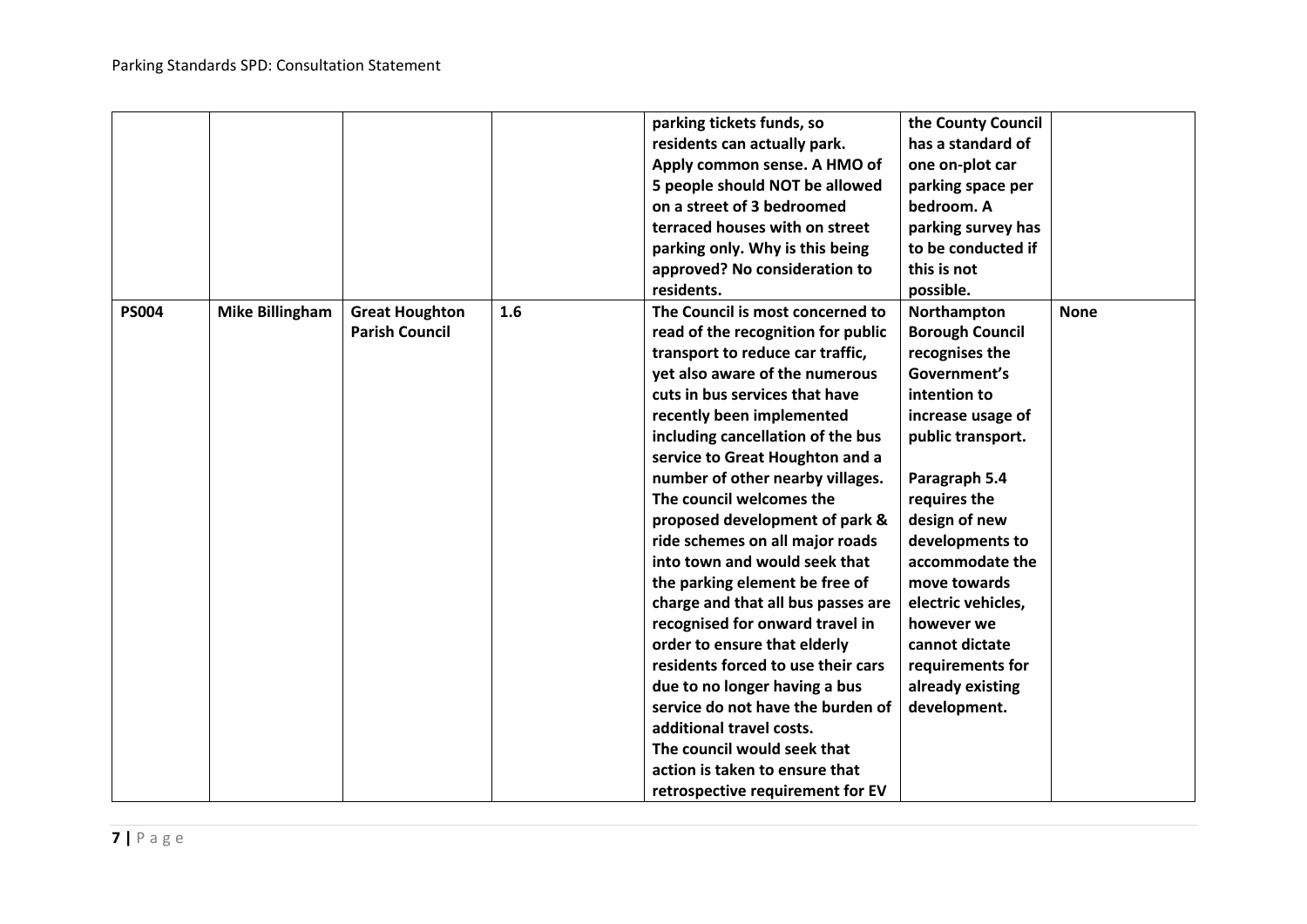| | | | | parking tickets funds, so residents can actually park. Apply common sense. A HMO of 5 people should NOT be allowed on a street of 3 bedroomed terraced houses with on street parking only. Why is this being approved? No consideration to residents. | the County Council has a standard of one on-plot car parking space per bedroom. A parking survey has to be conducted if this is not possible. | |
|---|---|---|---|---|---|---|
| **PS004** | **Mike Billingham** | **Great Houghton Parish Council** | **1.6** | **The Council is most concerned to read of the recognition for public transport to reduce car traffic, yet also aware of the numerous cuts in bus services that have recently been implemented including cancellation of the bus service to Great Houghton and a number of other nearby villages. The council welcomes the proposed development of park & ride schemes on all major roads into town and would seek that the parking element be free of charge and that all bus passes are recognised for onward travel in order to ensure that elderly residents forced to use their cars due to no longer having a bus service do not have the burden of additional travel costs.<br>The council would seek that action is taken to ensure that retrospective requirement for EV** | **Northampton Borough Council recognises the Government's intention to increase usage of public transport.<br><br>Paragraph 5.4 requires the design of new developments to accommodate the move towards electric vehicles, however we cannot dictate requirements for already existing development.** | **None** |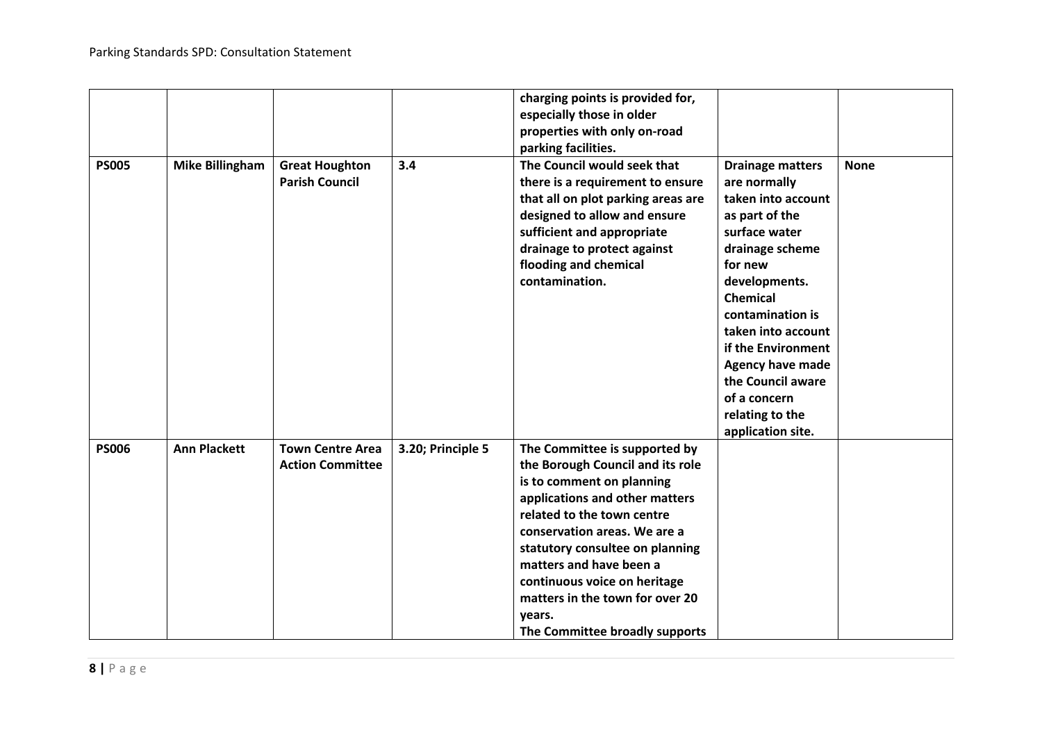| | | | | charging points is provided for, especially those in older properties with only on-road parking facilities. | | |
|---|---|---|---|---|---|---|
| **PS005** | **Mike Billingham** | **Great Houghton Parish Council** | **3.4** | **The Council would seek that there is a requirement to ensure that all on plot parking areas are designed to allow and ensure sufficient and appropriate drainage to protect against flooding and chemical contamination.** | **Drainage matters are normally taken into account as part of the surface water drainage scheme for new developments. Chemical contamination is taken into account if the Environment Agency have made the Council aware of a concern relating to the application site.** | **None** |
| **PS006** | **Ann Plackett** | **Town Centre Area Action Committee** | **3.20; Principle 5** | **The Committee is supported by the Borough Council and its role is to comment on planning applications and other matters related to the town centre conservation areas. We are a statutory consultee on planning matters and have been a continuous voice on heritage matters in the town for over 20 years.**<br>**The Committee broadly supports** | | |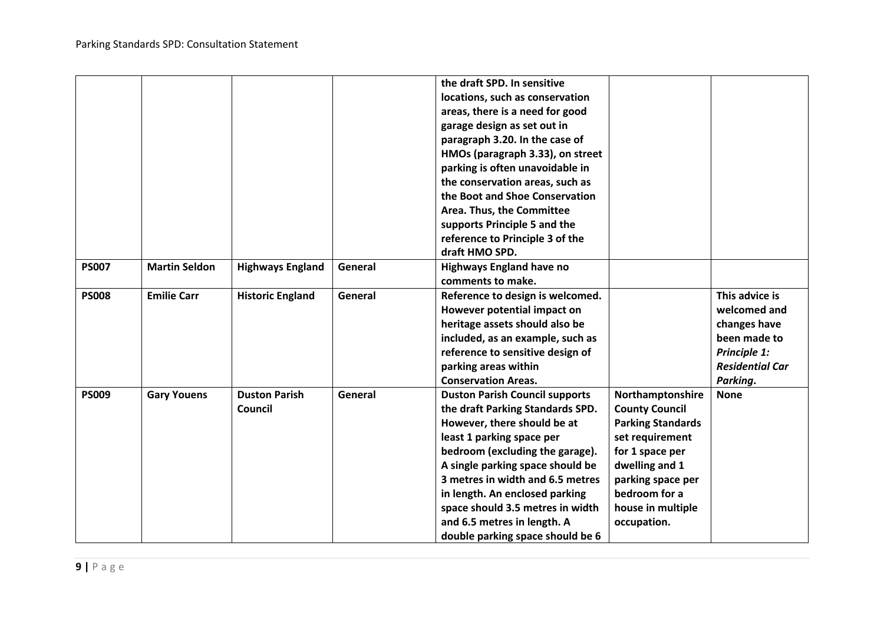| | | | | | | |
|---|---|---|---|---|---|---|
| | | | | **the draft SPD. In sensitive locations, such as conservation areas, there is a need for good garage design as set out in paragraph 3.20. In the case of HMOs (paragraph 3.33), on street parking is often unavoidable in the conservation areas, such as the Boot and Shoe Conservation Area. Thus, the Committee supports Principle 5 and the reference to Principle 3 of the draft HMO SPD.** | | |
| **PS007** | **Martin Seldon** | **Highways England** | **General** | **Highways England have no comments to make.** | | |
| **PS008** | **Emilie Carr** | **Historic England** | **General** | **Reference to design is welcomed. However potential impact on heritage assets should also be included, as an example, such as reference to sensitive design of parking areas within Conservation Areas.** | | **This advice is welcomed and changes have been made to *Principle 1: Residential Car Parking*.** |
| **PS009** | **Gary Youens** | **Duston Parish Council** | **General** | **Duston Parish Council supports the draft Parking Standards SPD. However, there should be at least 1 parking space per bedroom (excluding the garage). A single parking space should be 3 metres in width and 6.5 metres in length. An enclosed parking space should 3.5 metres in width and 6.5 metres in length. A double parking space should be 6** | **Northamptonshire County Council Parking Standards set requirement for 1 space per dwelling and 1 parking space per bedroom for a house in multiple occupation.** | **None** |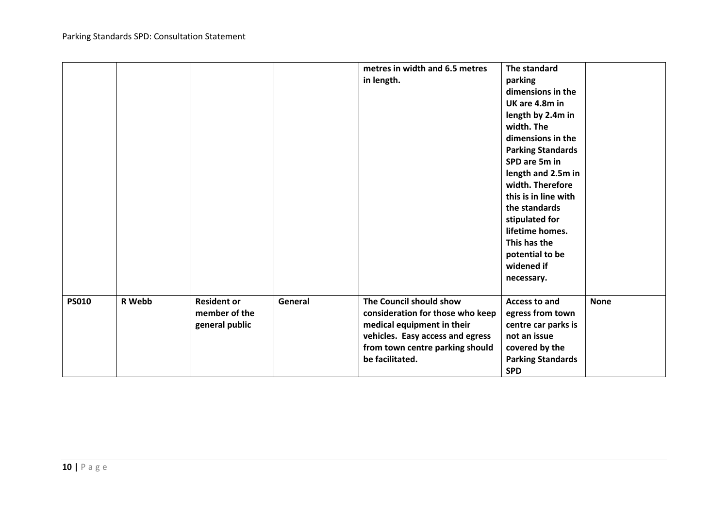| | | | | | | |
|---|---|---|---|---|---|---|
| | | | | **metres in width and 6.5 metres in length.** | **The standard parking dimensions in the UK are 4.8m in length by 2.4m in width. The dimensions in the Parking Standards SPD are 5m in length and 2.5m in width. Therefore this is in line with the standards stipulated for lifetime homes. This has the potential to be widened if necessary.** | |
| **PS010** | **R Webb** | **Resident or member of the general public** | **General** | **The Council should show consideration for those who keep medical equipment in their vehicles. Easy access and egress from town centre parking should be facilitated.** | **Access to and egress from town centre car parks is not an issue covered by the Parking Standards SPD** | **None** |